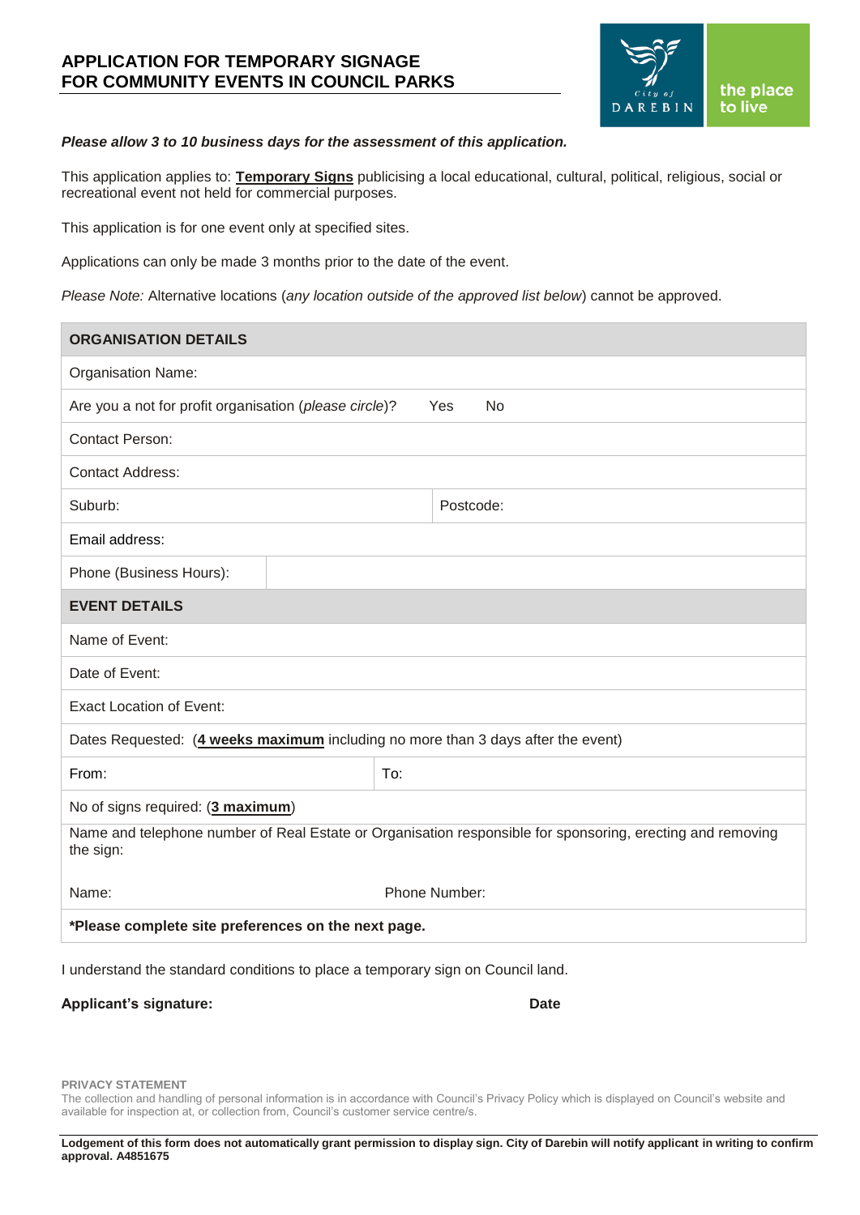# APPLICATION FOR TEMPORARY SIGNAGE FOR COMMUNITY EVENTS IN COUNCIL PARKS

City of DAREBIN — the place to live

***Please allow 3 to 10 business days for the assessment of this application.***

This application applies to: **Temporary Signs** publicising a local educational, cultural, political, religious, social or recreational event not held for commercial purposes.

This application is for one event only at specified sites.

Applications can only be made 3 months prior to the date of the event.

*Please Note:* Alternative locations (*any location outside of the approved list below*) cannot be approved.

| **ORGANISATION DETAILS** | | |
|---|---|---|
| Organisation Name: | | |
| Are you a not for profit organisation (*please circle*)? Yes No | | |
| Contact Person: | | |
| Contact Address: | | |
| Suburb: | Postcode: | |
| Email address: | | |
| Phone (Business Hours): | | |
| **EVENT DETAILS** | | |
| Name of Event: | | |
| Date of Event: | | |
| Exact Location of Event: | | |
| Dates Requested: (**4 weeks maximum** including no more than 3 days after the event) | | |
| From: | To: | |
| No of signs required: (**3 maximum**) | | |
| Name and telephone number of Real Estate or Organisation responsible for sponsoring, erecting and removing the sign: | | |
| Name: | Phone Number: | |
| **\*Please complete site preferences on the next page.** | | |

I understand the standard conditions to place a temporary sign on Council land.

**Applicant's signature:** **Date**

**PRIVACY STATEMENT**

The collection and handling of personal information is in accordance with Council's Privacy Policy which is displayed on Council's website and available for inspection at, or collection from, Council's customer service centre/s.

**Lodgement of this form does not automatically grant permission to display sign. City of Darebin will notify applicant in writing to confirm approval. A4851675**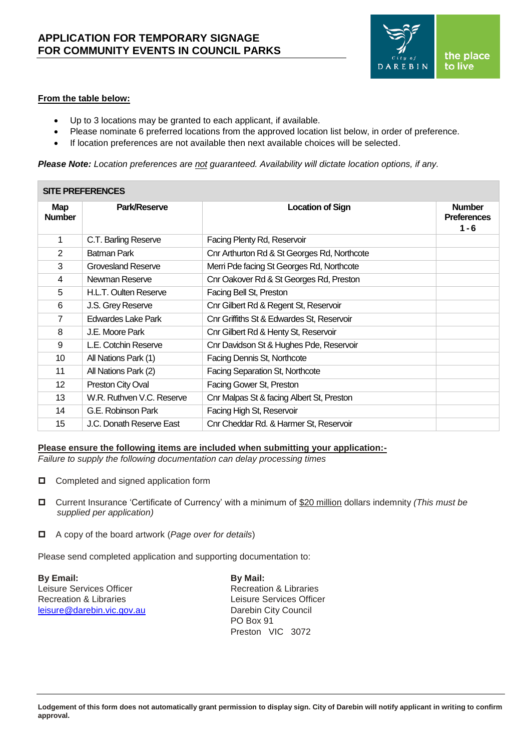# APPLICATION FOR TEMPORARY SIGNAGE FOR COMMUNITY EVENTS IN COUNCIL PARKS

**From the table below:**

- Up to 3 locations may be granted to each applicant, if available.
- Please nominate 6 preferred locations from the approved location list below, in order of preference.
- If location preferences are not available then next available choices will be selected.

***Please Note:*** *Location preferences are not guaranteed. Availability will dictate location options, if any.*

| **SITE PREFERENCES** | | | |
|---|---|---|---|
| **Map Number** | **Park/Reserve** | **Location of Sign** | **Number Preferences 1 - 6** |
| 1 | C.T. Barling Reserve | Facing Plenty Rd, Reservoir | |
| 2 | Batman Park | Cnr Arthurton Rd & St Georges Rd, Northcote | |
| 3 | Grovesland Reserve | Merri Pde facing St Georges Rd, Northcote | |
| 4 | Newman Reserve | Cnr Oakover Rd & St Georges Rd, Preston | |
| 5 | H.L.T. Oulten Reserve | Facing Bell St, Preston | |
| 6 | J.S. Grey Reserve | Cnr Gilbert Rd & Regent St, Reservoir | |
| 7 | Edwardes Lake Park | Cnr Griffiths St & Edwardes St, Reservoir | |
| 8 | J.E. Moore Park | Cnr Gilbert Rd & Henty St, Reservoir | |
| 9 | L.E. Cotchin Reserve | Cnr Davidson St & Hughes Pde, Reservoir | |
| 10 | All Nations Park (1) | Facing Dennis St, Northcote | |
| 11 | All Nations Park (2) | Facing Separation St, Northcote | |
| 12 | Preston City Oval | Facing Gower St, Preston | |
| 13 | W.R. Ruthven V.C. Reserve | Cnr Malpas St & facing Albert St, Preston | |
| 14 | G.E. Robinson Park | Facing High St, Reservoir | |
| 15 | J.C. Donath Reserve East | Cnr Cheddar Rd. & Harmer St, Reservoir | |

**Please ensure the following items are included when submitting your application:-**

*Failure to supply the following documentation can delay processing times*

- ☐ Completed and signed application form
- ☐ Current Insurance 'Certificate of Currency' with a minimum of $20 million dollars indemnity *(This must be supplied per application)*
- ☐ A copy of the board artwork (*Page over for details*)

Please send completed application and supporting documentation to:

**By Email:**
Leisure Services Officer
Recreation & Libraries
leisure@darebin.vic.gov.au

**By Mail:**
Recreation & Libraries
Leisure Services Officer
Darebin City Council
PO Box 91
Preston VIC 3072

**Lodgement of this form does not automatically grant permission to display sign. City of Darebin will notify applicant in writing to confirm approval.**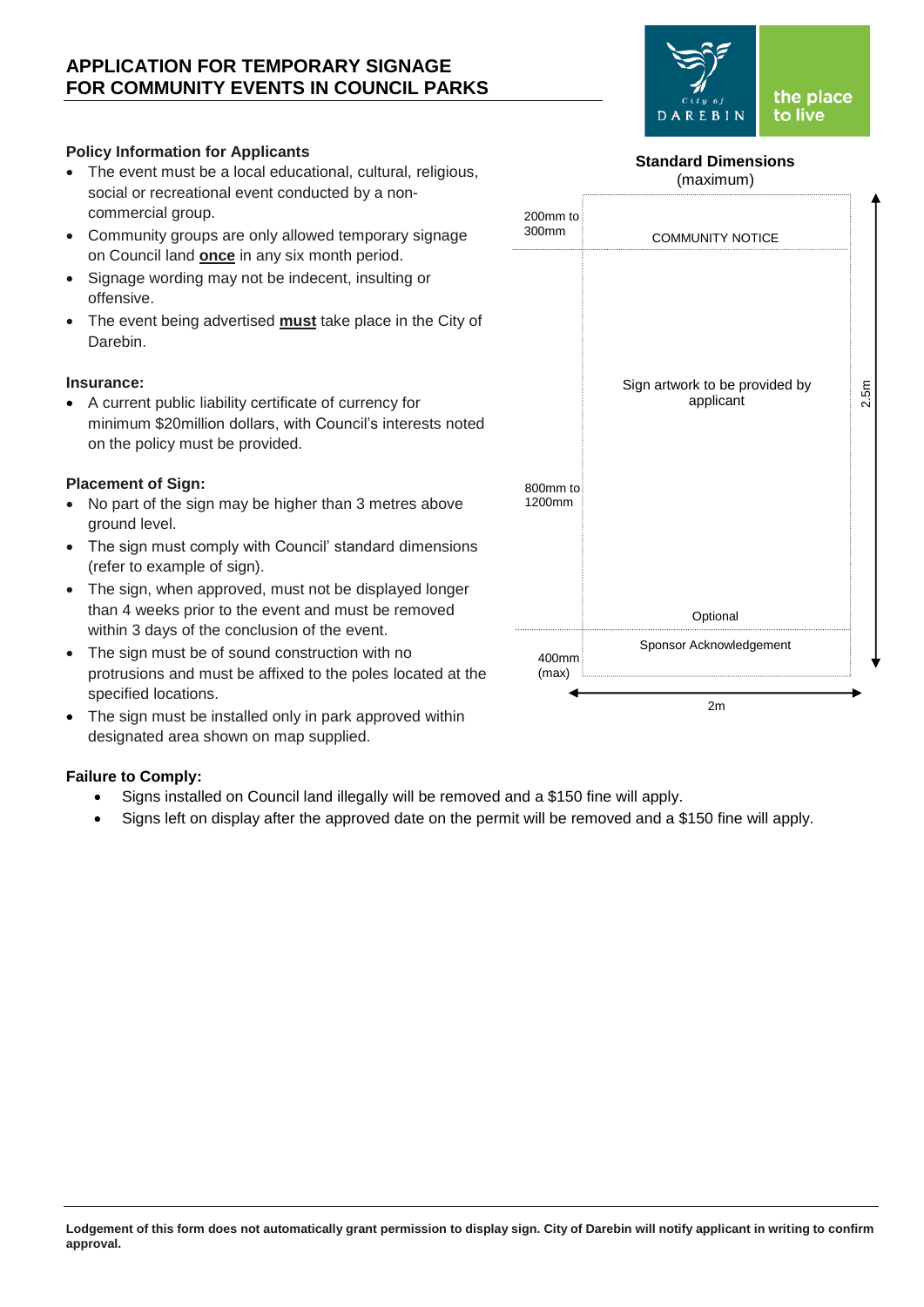## APPLICATION FOR TEMPORARY SIGNAGE FOR COMMUNITY EVENTS IN COUNCIL PARKS

City of DAREBIN

the place to live

### Policy Information for Applicants

- The event must be a local educational, cultural, religious, social or recreational event conducted by a non-commercial group.
- Community groups are only allowed temporary signage on Council land **once** in any six month period.
- Signage wording may not be indecent, insulting or offensive.
- The event being advertised **must** take place in the City of Darebin.

### Insurance:

- A current public liability certificate of currency for minimum $20million dollars, with Council's interests noted on the policy must be provided.

### Placement of Sign:

- No part of the sign may be higher than 3 metres above ground level.
- The sign must comply with Council' standard dimensions (refer to example of sign).
- The sign, when approved, must not be displayed longer than 4 weeks prior to the event and must be removed within 3 days of the conclusion of the event.
- The sign must be of sound construction with no protrusions and must be affixed to the poles located at the specified locations.
- The sign must be installed only in park approved within designated area shown on map supplied.

**Standard Dimensions**
(maximum)

200mm to 300mm

COMMUNITY NOTICE

Sign artwork to be provided by applicant

800mm to 1200mm

Optional

Sponsor Acknowledgement

400mm (max)

2.5m

2m

### Failure to Comply:

- Signs installed on Council land illegally will be removed and a $150 fine will apply.
- Signs left on display after the approved date on the permit will be removed and a $150 fine will apply.

**Lodgement of this form does not automatically grant permission to display sign. City of Darebin will notify applicant in writing to confirm approval.**